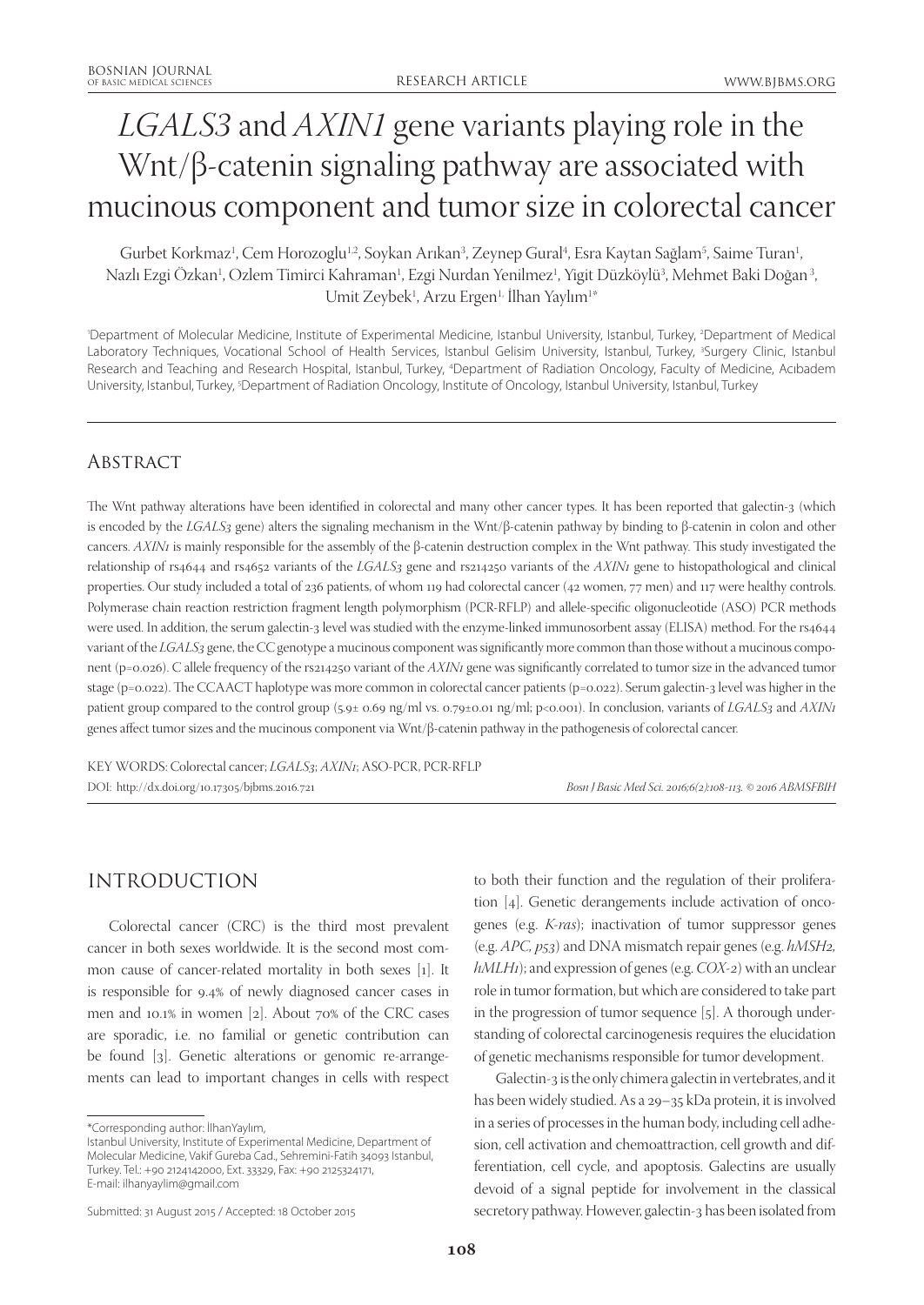# *LGALS3* and *AXIN1* gene variants playing role in the Wnt/β-catenin signaling pathway are associated with mucinous component and tumor size in colorectal cancer

Gurbet Korkmaz[1], Cem Horozoglu[1,2], Soykan Arıkan[3], Zeynep Gural[4], Esra Kaytan Sağlam[5], Saime Turan[1], Nazlı Ezgi Özkan[1], Ozlem Timirci Kahraman[1], Ezgi Nurdan Yenilmez[1], Yigit Düzköylü[3], Mehmet Baki Doğan[3], Umit Zeybek[1], Arzu Ergen[1], İlhan Yaylım[1*]

[1]Department of Molecular Medicine, Institute of Experimental Medicine, Istanbul University, Istanbul, Turkey, [2]Department of Medical Laboratory Techniques, Vocational School of Health Services, Istanbul Gelisim University, Istanbul, Turkey, [3]Surgery Clinic, Istanbul Research and Teaching and Research Hospital, Istanbul, Turkey, [4]Department of Radiation Oncology, Faculty of Medicine, Acıbadem University, Istanbul, Turkey, [5]Department of Radiation Oncology, Institute of Oncology, Istanbul University, Istanbul, Turkey

## Abstract

The Wnt pathway alterations have been identified in colorectal and many other cancer types. It has been reported that galectin-3 (which is encoded by the *LGALS3* gene) alters the signaling mechanism in the Wnt/β-catenin pathway by binding to β-catenin in colon and other cancers. *AXIN1* is mainly responsible for the assembly of the β-catenin destruction complex in the Wnt pathway. This study investigated the relationship of rs4644 and rs4652 variants of the *LGALS3* gene and rs214250 variants of the *AXIN1* gene to histopathological and clinical properties. Our study included a total of 236 patients, of whom 119 had colorectal cancer (42 women, 77 men) and 117 were healthy controls. Polymerase chain reaction restriction fragment length polymorphism (PCR-RFLP) and allele-specific oligonucleotide (ASO) PCR methods were used. In addition, the serum galectin-3 level was studied with the enzyme-linked immunosorbent assay (ELISA) method. For the rs4644 variant of the *LGALS3* gene, the CC genotype a mucinous component was significantly more common than those without a mucinous component ($p=0.026$). C allele frequency of the rs214250 variant of the *AXIN1* gene was significantly correlated to tumor size in the advanced tumor stage ($p=0.022$). The CCAACT haplotype was more common in colorectal cancer patients ($p=0.022$). Serum galectin-3 level was higher in the patient group compared to the control group (5.9± 0.69 ng/ml vs. 0.79±0.01 ng/ml; $p<0.001$). In conclusion, variants of *LGALS3* and *AXIN1* genes affect tumor sizes and the mucinous component via Wnt/β-catenin pathway in the pathogenesis of colorectal cancer.

KEY WORDS: Colorectal cancer; *LGALS3*; *AXIN1*; ASO-PCR, PCR-RFLP

DOI: http://dx.doi.org/10.17305/bjbms.2016.721

*Bosn J Basic Med Sci. 2016;6(2):108-113. © 2016 ABMSFBIH*

## Introduction

Colorectal cancer (CRC) is the third most prevalent cancer in both sexes worldwide. It is the second most common cause of cancer-related mortality in both sexes [1]. It is responsible for 9.4% of newly diagnosed cancer cases in men and 10.1% in women [2]. About 70% of the CRC cases are sporadic, i.e. no familial or genetic contribution can be found [3]. Genetic alterations or genomic re-arrangements can lead to important changes in cells with respect to both their function and the regulation of their proliferation [4]. Genetic derangements include activation of oncogenes (e.g. *K-ras*); inactivation of tumor suppressor genes (e.g. *APC, p53*) and DNA mismatch repair genes (e.g. *hMSH2, hMLH1*); and expression of genes (e.g. *COX-2*) with an unclear role in tumor formation, but which are considered to take part in the progression of tumor sequence [5]. A thorough understanding of colorectal carcinogenesis requires the elucidation of genetic mechanisms responsible for tumor development.

Galectin-3 is the only chimera galectin in vertebrates, and it has been widely studied. As a 29–35 kDa protein, it is involved in a series of processes in the human body, including cell adhesion, cell activation and chemoattraction, cell growth and differentiation, cell cycle, and apoptosis. Galectins are usually devoid of a signal peptide for involvement in the classical secretory pathway. However, galectin-3 has been isolated from

*Corresponding author: İlhanYaylım, Istanbul University, Institute of Experimental Medicine, Department of Molecular Medicine, Vakif Gureba Cad., Sehremini-Fatih 34093 Istanbul, Turkey. Tel.: +90 2124142000, Ext. 33329, Fax: +90 2125324171, E-mail: ilhanyaylim@gmail.com

Submitted: 31 August 2015 / Accepted: 18 October 2015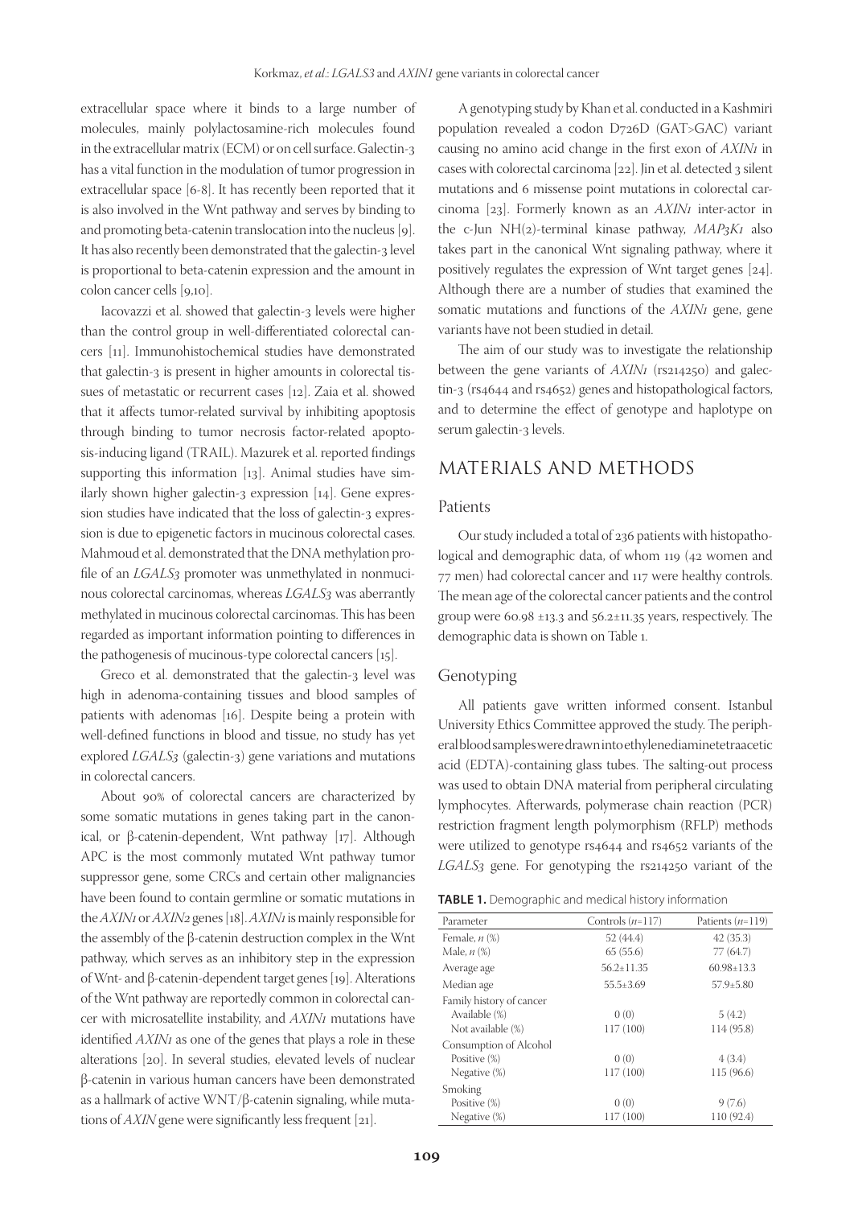extracellular space where it binds to a large number of molecules, mainly polylactosamine-rich molecules found in the extracellular matrix (ECM) or on cell surface. Galectin-3 has a vital function in the modulation of tumor progression in extracellular space [6-8]. It has recently been reported that it is also involved in the Wnt pathway and serves by binding to and promoting beta-catenin translocation into the nucleus [9]. It has also recently been demonstrated that the galectin-3 level is proportional to beta-catenin expression and the amount in colon cancer cells [9,10].

Iacovazzi et al. showed that galectin-3 levels were higher than the control group in well-differentiated colorectal cancers [11]. Immunohistochemical studies have demonstrated that galectin-3 is present in higher amounts in colorectal tissues of metastatic or recurrent cases [12]. Zaia et al. showed that it affects tumor-related survival by inhibiting apoptosis through binding to tumor necrosis factor-related apoptosis-inducing ligand (TRAIL). Mazurek et al. reported findings supporting this information [13]. Animal studies have similarly shown higher galectin-3 expression [14]. Gene expression studies have indicated that the loss of galectin-3 expression is due to epigenetic factors in mucinous colorectal cases. Mahmoud et al. demonstrated that the DNA methylation profile of an *LGALS3* promoter was unmethylated in nonmucinous colorectal carcinomas, whereas *LGALS3* was aberrantly methylated in mucinous colorectal carcinomas. This has been regarded as important information pointing to differences in the pathogenesis of mucinous-type colorectal cancers [15].

Greco et al. demonstrated that the galectin-3 level was high in adenoma-containing tissues and blood samples of patients with adenomas [16]. Despite being a protein with well-defined functions in blood and tissue, no study has yet explored *LGALS3* (galectin-3) gene variations and mutations in colorectal cancers.

About 90% of colorectal cancers are characterized by some somatic mutations in genes taking part in the canonical, or β-catenin-dependent, Wnt pathway [17]. Although APC is the most commonly mutated Wnt pathway tumor suppressor gene, some CRCs and certain other malignancies have been found to contain germline or somatic mutations in the *AXIN1* or *AXIN2* genes [18]. *AXIN1* is mainly responsible for the assembly of the β-catenin destruction complex in the Wnt pathway, which serves as an inhibitory step in the expression of Wnt- and β-catenin-dependent target genes [19]. Alterations of the Wnt pathway are reportedly common in colorectal cancer with microsatellite instability, and *AXIN1* mutations have identified *AXIN1* as one of the genes that plays a role in these alterations [20]. In several studies, elevated levels of nuclear β-catenin in various human cancers have been demonstrated as a hallmark of active WNT/β-catenin signaling, while mutations of *AXIN* gene were significantly less frequent [21].

A genotyping study by Khan et al. conducted in a Kashmiri population revealed a codon D726D (GAT>GAC) variant causing no amino acid change in the first exon of *AXIN1* in cases with colorectal carcinoma [22]. Jin et al. detected 3 silent mutations and 6 missense point mutations in colorectal carcinoma [23]. Formerly known as an *AXIN1* inter-actor in the c-Jun NH(2)-terminal kinase pathway, *MAP3K1* also takes part in the canonical Wnt signaling pathway, where it positively regulates the expression of Wnt target genes [24]. Although there are a number of studies that examined the somatic mutations and functions of the *AXIN1* gene, gene variants have not been studied in detail.

The aim of our study was to investigate the relationship between the gene variants of *AXIN1* (rs214250) and galectin-3 (rs4644 and rs4652) genes and histopathological factors, and to determine the effect of genotype and haplotype on serum galectin-3 levels.

## MATERIALS AND METHODS

### Patients

Our study included a total of 236 patients with histopathological and demographic data, of whom 119 (42 women and 77 men) had colorectal cancer and 117 were healthy controls. The mean age of the colorectal cancer patients and the control group were 60.98 ±13.3 and 56.2±11.35 years, respectively. The demographic data is shown on Table 1.

### Genotyping

All patients gave written informed consent. Istanbul University Ethics Committee approved the study. The peripheral blood samples were drawn into ethylenediaminetetraacetic acid (EDTA)-containing glass tubes. The salting-out process was used to obtain DNA material from peripheral circulating lymphocytes. Afterwards, polymerase chain reaction (PCR) restriction fragment length polymorphism (RFLP) methods were utilized to genotype rs4644 and rs4652 variants of the *LGALS3* gene. For genotyping the rs214250 variant of the

**TABLE 1.** Demographic and medical history information

| Parameter | Controls ($n$=117) | Patients ($n$=119) |
|---|---|---|
| Female, $n$ (%) | 52 (44.4) | 42 (35.3) |
| Male, $n$ (%) | 65 (55.6) | 77 (64.7) |
| Average age | 56.2±11.35 | 60.98±13.3 |
| Median age | 55.5±3.69 | 57.9±5.80 |
| Family history of cancer | | |
| Available (%) | 0 (0) | 5 (4.2) |
| Not available (%) | 117 (100) | 114 (95.8) |
| Consumption of Alcohol | | |
| Positive (%) | 0 (0) | 4 (3.4) |
| Negative (%) | 117 (100) | 115 (96.6) |
| Smoking | | |
| Positive (%) | 0 (0) | 9 (7.6) |
| Negative (%) | 117 (100) | 110 (92.4) |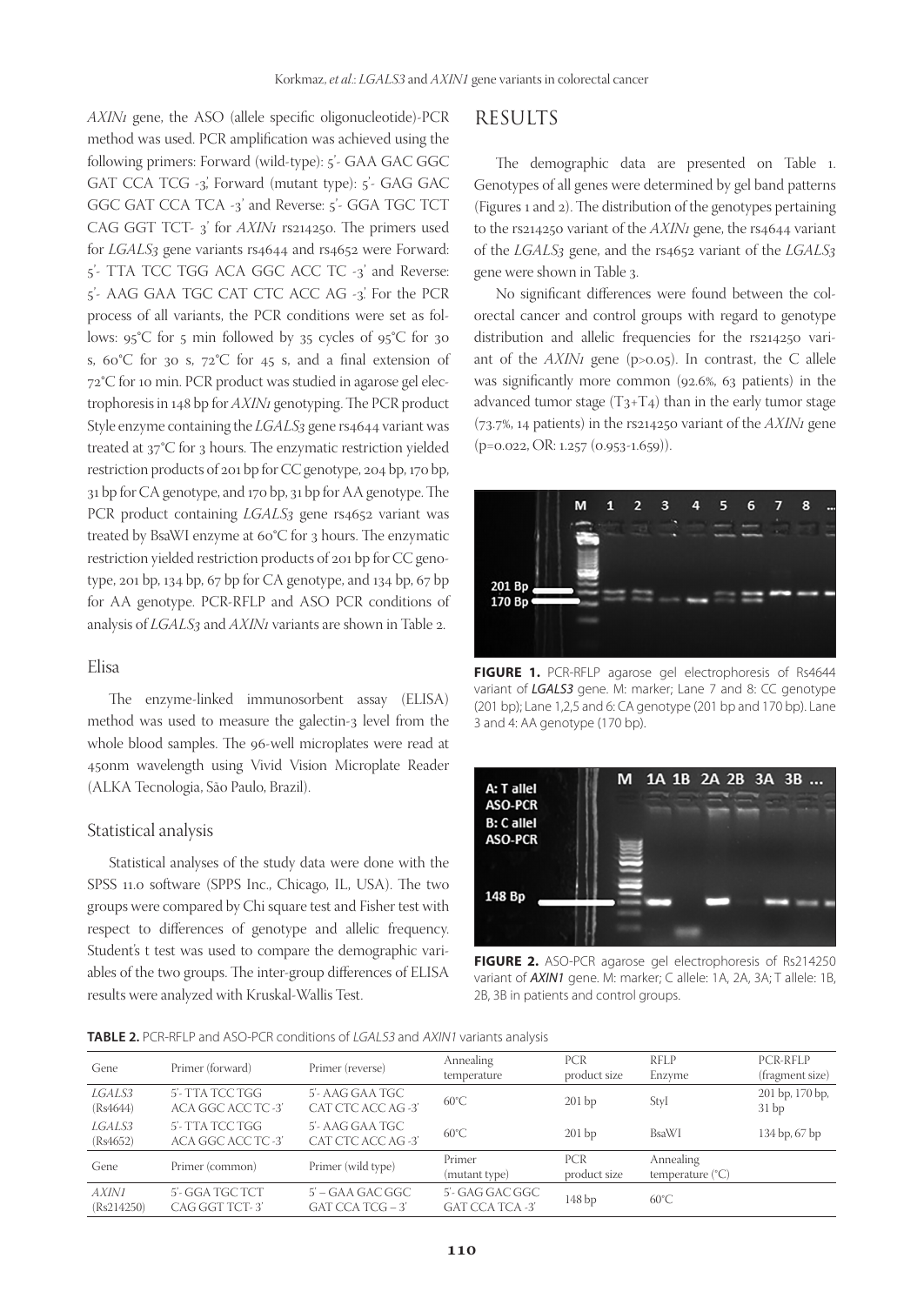*AXIN1* gene, the ASO (allele specific oligonucleotide)-PCR method was used. PCR amplification was achieved using the following primers: Forward (wild-type): 5'- GAA GAC GGC GAT CCA TCG -3', Forward (mutant type): 5'- GAG GAC GGC GAT CCA TCA -3' and Reverse: 5'- GGA TGC TCT CAG GGT TCT- 3' for *AXIN1* rs214250. The primers used for *LGALS3* gene variants rs4644 and rs4652 were Forward: 5'- TTA TCC TGG ACA GGC ACC TC -3' and Reverse: 5'- AAG GAA TGC CAT CTC ACC AG -3'. For the PCR process of all variants, the PCR conditions were set as follows: 95°C for 5 min followed by 35 cycles of 95°C for 30 s, 60°C for 30 s, 72°C for 45 s, and a final extension of 72°C for 10 min. PCR product was studied in agarose gel electrophoresis in 148 bp for *AXIN1* genotyping. The PCR product Style enzyme containing the *LGALS3* gene rs4644 variant was treated at 37°C for 3 hours. The enzymatic restriction yielded restriction products of 201 bp for CC genotype, 204 bp, 170 bp, 31 bp for CA genotype, and 170 bp, 31 bp for AA genotype. The PCR product containing *LGALS3* gene rs4652 variant was treated by BsaWI enzyme at 60°C for 3 hours. The enzymatic restriction yielded restriction products of 201 bp for CC genotype, 201 bp, 134 bp, 67 bp for CA genotype, and 134 bp, 67 bp for AA genotype. PCR-RFLP and ASO PCR conditions of analysis of *LGALS3* and *AXIN1* variants are shown in Table 2.

### Elisa

The enzyme-linked immunosorbent assay (ELISA) method was used to measure the galectin-3 level from the whole blood samples. The 96-well microplates were read at 450nm wavelength using Vivid Vision Microplate Reader (ALKA Tecnologia, São Paulo, Brazil).

### Statistical analysis

Statistical analyses of the study data were done with the SPSS 11.0 software (SPPS Inc., Chicago, IL, USA). The two groups were compared by Chi square test and Fisher test with respect to differences of genotype and allelic frequency. Student's t test was used to compare the demographic variables of the two groups. The inter-group differences of ELISA results were analyzed with Kruskal-Wallis Test.

## RESULTS

The demographic data are presented on Table 1. Genotypes of all genes were determined by gel band patterns (Figures 1 and 2). The distribution of the genotypes pertaining to the rs214250 variant of the *AXIN1* gene, the rs4644 variant of the *LGALS3* gene, and the rs4652 variant of the *LGALS3* gene were shown in Table 3.

No significant differences were found between the colorectal cancer and control groups with regard to genotype distribution and allelic frequencies for the rs214250 variant of the *AXIN1* gene (p>0.05). In contrast, the C allele was significantly more common (92.6%, 63 patients) in the advanced tumor stage (T3+T4) than in the early tumor stage (73.7%, 14 patients) in the rs214250 variant of the *AXIN1* gene (p=0.022, OR: 1.257 (0.953-1.659)).

**FIGURE 1.** PCR-RFLP agarose gel electrophoresis of Rs4644 variant of ***LGALS3*** gene. M: marker; Lane 7 and 8: CC genotype (201 bp); Lane 1,2,5 and 6: CA genotype (201 bp and 170 bp). Lane 3 and 4: AA genotype (170 bp).

**FIGURE 2.** ASO-PCR agarose gel electrophoresis of Rs214250 variant of ***AXIN1*** gene. M: marker; C allele: 1A, 2A, 3A; T allele: 1B, 2B, 3B in patients and control groups.

**TABLE 2.** PCR-RFLP and ASO-PCR conditions of *LGALS3* and *AXIN1* variants analysis

| Gene | Primer (forward) | Primer (reverse) | Annealing temperature | PCR product size | RFLP Enzyme | PCR-RFLP (fragment size) |
|---|---|---|---|---|---|---|
| *LGALS3* (Rs4644) | 5'- TTA TCC TGG ACA GGC ACC TC -3' | 5'- AAG GAA TGC CAT CTC ACC AG -3' | 60°C | 201 bp | StyI | 201 bp, 170 bp, 31 bp |
| *LGALS3* (Rs4652) | 5'- TTA TCC TGG ACA GGC ACC TC -3' | 5'- AAG GAA TGC CAT CTC ACC AG -3' | 60°C | 201 bp | BsaWI | 134 bp, 67 bp |
| Gene | Primer (common) | Primer (wild type) | Primer (mutant type) | PCR product size | Annealing temperature (°C) | |
| *AXIN1* (Rs214250) | 5'- GGA TGC TCT CAG GGT TCT- 3' | 5' – GAA GAC GGC GAT CCA TCG – 3' | 5'- GAG GAC GGC GAT CCA TCA -3' | 148 bp | 60°C | |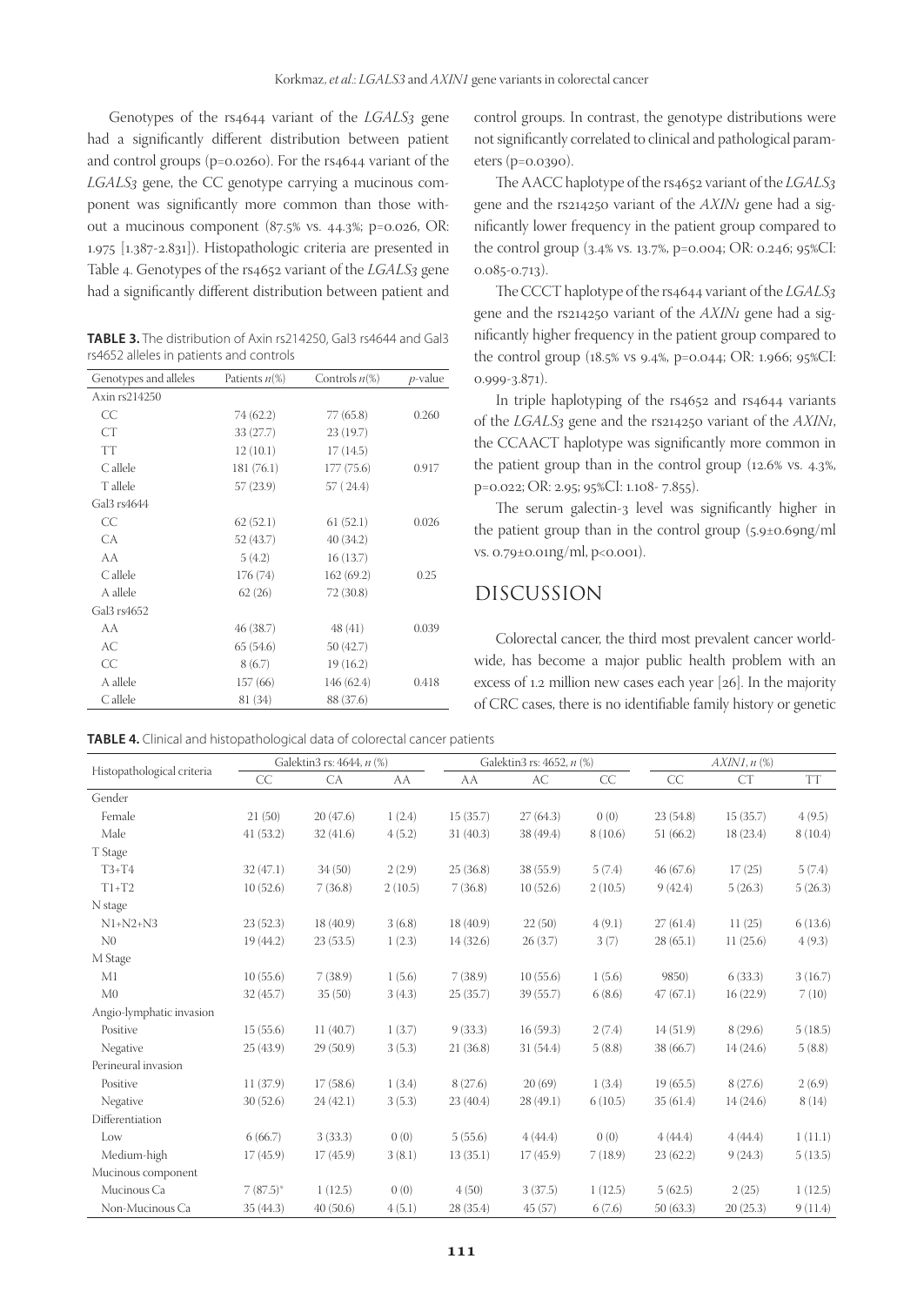Genotypes of the rs4644 variant of the *LGALS3* gene had a significantly different distribution between patient and control groups (p=0.0260). For the rs4644 variant of the *LGALS3* gene, the CC genotype carrying a mucinous component was significantly more common than those without a mucinous component (87.5% vs. 44.3%; p=0.026, OR: 1.975 [1.387-2.831]). Histopathologic criteria are presented in Table 4. Genotypes of the rs4652 variant of the *LGALS3* gene had a significantly different distribution between patient and control groups. In contrast, the genotype distributions were not significantly correlated to clinical and pathological parameters (p=0.0390).

**TABLE 3.** The distribution of Axin rs214250, Gal3 rs4644 and Gal3 rs4652 alleles in patients and controls

| Genotypes and alleles | Patients n(%) | Controls n(%) | p-value |
|---|---|---|---|
| Axin rs214250 | | | |
| CC | 74 (62.2) | 77 (65.8) | 0.260 |
| CT | 33 (27.7) | 23 (19.7) | |
| TT | 12 (10.1) | 17 (14.5) | |
| C allele | 181 (76.1) | 177 (75.6) | 0.917 |
| T allele | 57 (23.9) | 57 ( 24.4) | |
| Gal3 rs4644 | | | |
| CC | 62 (52.1) | 61 (52.1) | 0.026 |
| CA | 52 (43.7) | 40 (34.2) | |
| AA | 5 (4.2) | 16 (13.7) | |
| C allele | 176 (74) | 162 (69.2) | 0.25 |
| A allele | 62 (26) | 72 (30.8) | |
| Gal3 rs4652 | | | |
| AA | 46 (38.7) | 48 (41) | 0.039 |
| AC | 65 (54.6) | 50 (42.7) | |
| CC | 8 (6.7) | 19 (16.2) | |
| A allele | 157 (66) | 146 (62.4) | 0.418 |
| C allele | 81 (34) | 88 (37.6) | |

The AACC haplotype of the rs4652 variant of the *LGALS3* gene and the rs214250 variant of the *AXIN1* gene had a significantly lower frequency in the patient group compared to the control group (3.4% vs. 13.7%, p=0.004; OR: 0.246; 95%CI: 0.085-0.713).

The CCCT haplotype of the rs4644 variant of the *LGALS3* gene and the rs214250 variant of the *AXIN1* gene had a significantly higher frequency in the patient group compared to the control group (18.5% vs 9.4%, p=0.044; OR: 1.966; 95%CI: 0.999-3.871).

In triple haplotyping of the rs4652 and rs4644 variants of the *LGALS3* gene and the rs214250 variant of the *AXIN1*, the CCAACT haplotype was significantly more common in the patient group than in the control group (12.6% vs. 4.3%, p=0.022; OR: 2.95; 95%CI: 1.108- 7.855).

The serum galectin-3 level was significantly higher in the patient group than in the control group (5.9±0.69ng/ml vs. 0.79±0.01ng/ml, p<0.001).

## DISCUSSION

Colorectal cancer, the third most prevalent cancer worldwide, has become a major public health problem with an excess of 1.2 million new cases each year [26]. In the majority of CRC cases, there is no identifiable family history or genetic

**TABLE 4.** Clinical and histopathological data of colorectal cancer patients

| Histopathological criteria | Galektin3 rs: 4644, n (%) | | | Galektin3 rs: 4652, n (%) | | | *AXIN1*, n (%) | | |
|---|---|---|---|---|---|---|---|---|---|
| | CC | CA | AA | AA | AC | CC | CC | CT | TT |
| Gender | | | | | | | | | |
| Female | 21 (50) | 20 (47.6) | 1 (2.4) | 15 (35.7) | 27 (64.3) | 0 (0) | 23 (54.8) | 15 (35.7) | 4 (9.5) |
| Male | 41 (53.2) | 32 (41.6) | 4 (5.2) | 31 (40.3) | 38 (49.4) | 8 (10.6) | 51 (66.2) | 18 (23.4) | 8 (10.4) |
| T Stage | | | | | | | | | |
| T3+T4 | 32 (47.1) | 34 (50) | 2 (2.9) | 25 (36.8) | 38 (55.9) | 5 (7.4) | 46 (67.6) | 17 (25) | 5 (7.4) |
| T1+T2 | 10 (52.6) | 7 (36.8) | 2 (10.5) | 7 (36.8) | 10 (52.6) | 2 (10.5) | 9 (42.4) | 5 (26.3) | 5 (26.3) |
| N stage | | | | | | | | | |
| N1+N2+N3 | 23 (52.3) | 18 (40.9) | 3 (6.8) | 18 (40.9) | 22 (50) | 4 (9.1) | 27 (61.4) | 11 (25) | 6 (13.6) |
| N0 | 19 (44.2) | 23 (53.5) | 1 (2.3) | 14 (32.6) | 26 (3.7) | 3 (7) | 28 (65.1) | 11 (25.6) | 4 (9.3) |
| M Stage | | | | | | | | | |
| M1 | 10 (55.6) | 7 (38.9) | 1 (5.6) | 7 (38.9) | 10 (55.6) | 1 (5.6) | 9850) | 6 (33.3) | 3 (16.7) |
| M0 | 32 (45.7) | 35 (50) | 3 (4.3) | 25 (35.7) | 39 (55.7) | 6 (8.6) | 47 (67.1) | 16 (22.9) | 7 (10) |
| Angio-lymphatic invasion | | | | | | | | | |
| Positive | 15 (55.6) | 11 (40.7) | 1 (3.7) | 9 (33.3) | 16 (59.3) | 2 (7.4) | 14 (51.9) | 8 (29.6) | 5 (18.5) |
| Negative | 25 (43.9) | 29 (50.9) | 3 (5.3) | 21 (36.8) | 31 (54.4) | 5 (8.8) | 38 (66.7) | 14 (24.6) | 5 (8.8) |
| Perineural invasion | | | | | | | | | |
| Positive | 11 (37.9) | 17 (58.6) | 1 (3.4) | 8 (27.6) | 20 (69) | 1 (3.4) | 19 (65.5) | 8 (27.6) | 2 (6.9) |
| Negative | 30 (52.6) | 24 (42.1) | 3 (5.3) | 23 (40.4) | 28 (49.1) | 6 (10.5) | 35 (61.4) | 14 (24.6) | 8 (14) |
| Differentiation | | | | | | | | | |
| Low | 6 (66.7) | 3 (33.3) | 0 (0) | 5 (55.6) | 4 (44.4) | 0 (0) | 4 (44.4) | 4 (44.4) | 1 (11.1) |
| Medium-high | 17 (45.9) | 17 (45.9) | 3 (8.1) | 13 (35.1) | 17 (45.9) | 7 (18.9) | 23 (62.2) | 9 (24.3) | 5 (13.5) |
| Mucinous component | | | | | | | | | |
| Mucinous Ca | 7 (87.5)* | 1 (12.5) | 0 (0) | 4 (50) | 3 (37.5) | 1 (12.5) | 5 (62.5) | 2 (25) | 1 (12.5) |
| Non-Mucinous Ca | 35 (44.3) | 40 (50.6) | 4 (5.1) | 28 (35.4) | 45 (57) | 6 (7.6) | 50 (63.3) | 20 (25.3) | 9 (11.4) |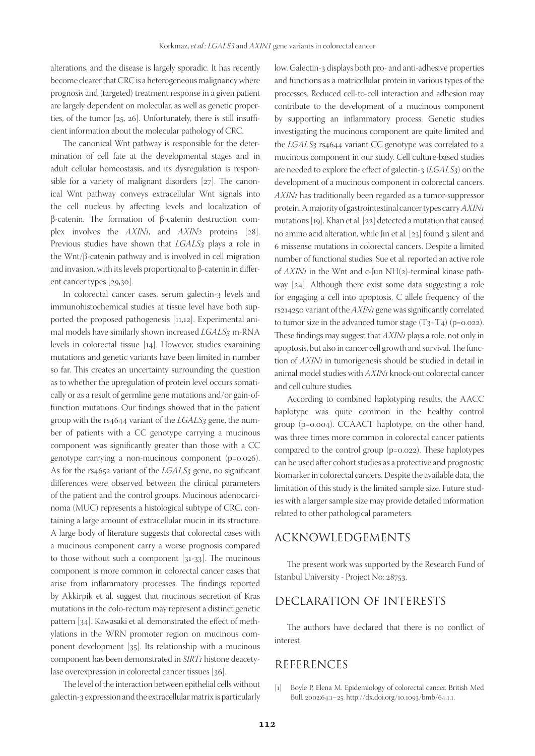alterations, and the disease is largely sporadic. It has recently become clearer that CRC is a heterogeneous malignancy where prognosis and (targeted) treatment response in a given patient are largely dependent on molecular, as well as genetic properties, of the tumor [25, 26]. Unfortunately, there is still insufficient information about the molecular pathology of CRC.

The canonical Wnt pathway is responsible for the determination of cell fate at the developmental stages and in adult cellular homeostasis, and its dysregulation is responsible for a variety of malignant disorders [27]. The canonical Wnt pathway conveys extracellular Wnt signals into the cell nucleus by affecting levels and localization of β-catenin. The formation of β-catenin destruction complex involves the *AXIN1*, and *AXIN2* proteins [28]. Previous studies have shown that *LGALS3* plays a role in the Wnt/β-catenin pathway and is involved in cell migration and invasion, with its levels proportional to β-catenin in different cancer types [29,30].

In colorectal cancer cases, serum galectin-3 levels and immunohistochemical studies at tissue level have both supported the proposed pathogenesis [11,12]. Experimental animal models have similarly shown increased *LGALS3* m-RNA levels in colorectal tissue [14]. However, studies examining mutations and genetic variants have been limited in number so far. This creates an uncertainty surrounding the question as to whether the upregulation of protein level occurs somatically or as a result of germline gene mutations and/or gain-of-function mutations. Our findings showed that in the patient group with the rs4644 variant of the *LGALS3* gene, the number of patients with a CC genotype carrying a mucinous component was significantly greater than those with a CC genotype carrying a non-mucinous component (p=0.026). As for the rs4652 variant of the *LGALS3* gene, no significant differences were observed between the clinical parameters of the patient and the control groups. Mucinous adenocarcinoma (MUC) represents a histological subtype of CRC, containing a large amount of extracellular mucin in its structure. A large body of literature suggests that colorectal cases with a mucinous component carry a worse prognosis compared to those without such a component [31-33]. The mucinous component is more common in colorectal cancer cases that arise from inflammatory processes. The findings reported by Akkirpik et al. suggest that mucinous secretion of Kras mutations in the colo-rectum may represent a distinct genetic pattern [34]. Kawasaki et al. demonstrated the effect of methylations in the WRN promoter region on mucinous component development [35]. Its relationship with a mucinous component has been demonstrated in *SIRT1* histone deacetylase overexpression in colorectal cancer tissues [36].

The level of the interaction between epithelial cells without galectin-3 expression and the extracellular matrix is particularly low. Galectin-3 displays both pro- and anti-adhesive properties and functions as a matricellular protein in various types of the processes. Reduced cell-to-cell interaction and adhesion may contribute to the development of a mucinous component by supporting an inflammatory process. Genetic studies investigating the mucinous component are quite limited and the *LGALS3* rs4644 variant CC genotype was correlated to a mucinous component in our study. Cell culture-based studies are needed to explore the effect of galectin-3 (*LGALS3*) on the development of a mucinous component in colorectal cancers. *AXIN1* has traditionally been regarded as a tumor-suppressor protein. A majority of gastrointestinal cancer types carry *AXIN1* mutations [19]. Khan et al. [22] detected a mutation that caused no amino acid alteration, while Jin et al. [23] found 3 silent and 6 missense mutations in colorectal cancers. Despite a limited number of functional studies, Sue et al. reported an active role of *AXIN1* in the Wnt and c-Jun NH(2)-terminal kinase pathway [24]. Although there exist some data suggesting a role for engaging a cell into apoptosis, C allele frequency of the rs214250 variant of the *AXIN1* gene was significantly correlated to tumor size in the advanced tumor stage (T3+T4) (p=0.022). These findings may suggest that *AXIN1* plays a role, not only in apoptosis, but also in cancer cell growth and survival. The function of *AXIN1* in tumorigenesis should be studied in detail in animal model studies with *AXIN1* knock-out colorectal cancer and cell culture studies.

According to combined haplotyping results, the AACC haplotype was quite common in the healthy control group (p=0.004). CCAACT haplotype, on the other hand, was three times more common in colorectal cancer patients compared to the control group (p=0.022). These haplotypes can be used after cohort studies as a protective and prognostic biomarker in colorectal cancers. Despite the available data, the limitation of this study is the limited sample size. Future studies with a larger sample size may provide detailed information related to other pathological parameters.

## ACKNOWLEDGEMENTS

The present work was supported by the Research Fund of Istanbul University - Project No: 28753.

## DECLARATION OF INTERESTS

The authors have declared that there is no conflict of interest.

## REFERENCES

[1] Boyle P, Elena M. Epidemiology of colorectal cancer. British Med Bull. 2002;64:1–25. http://dx.doi.org/10.1093/bmb/64.1.1.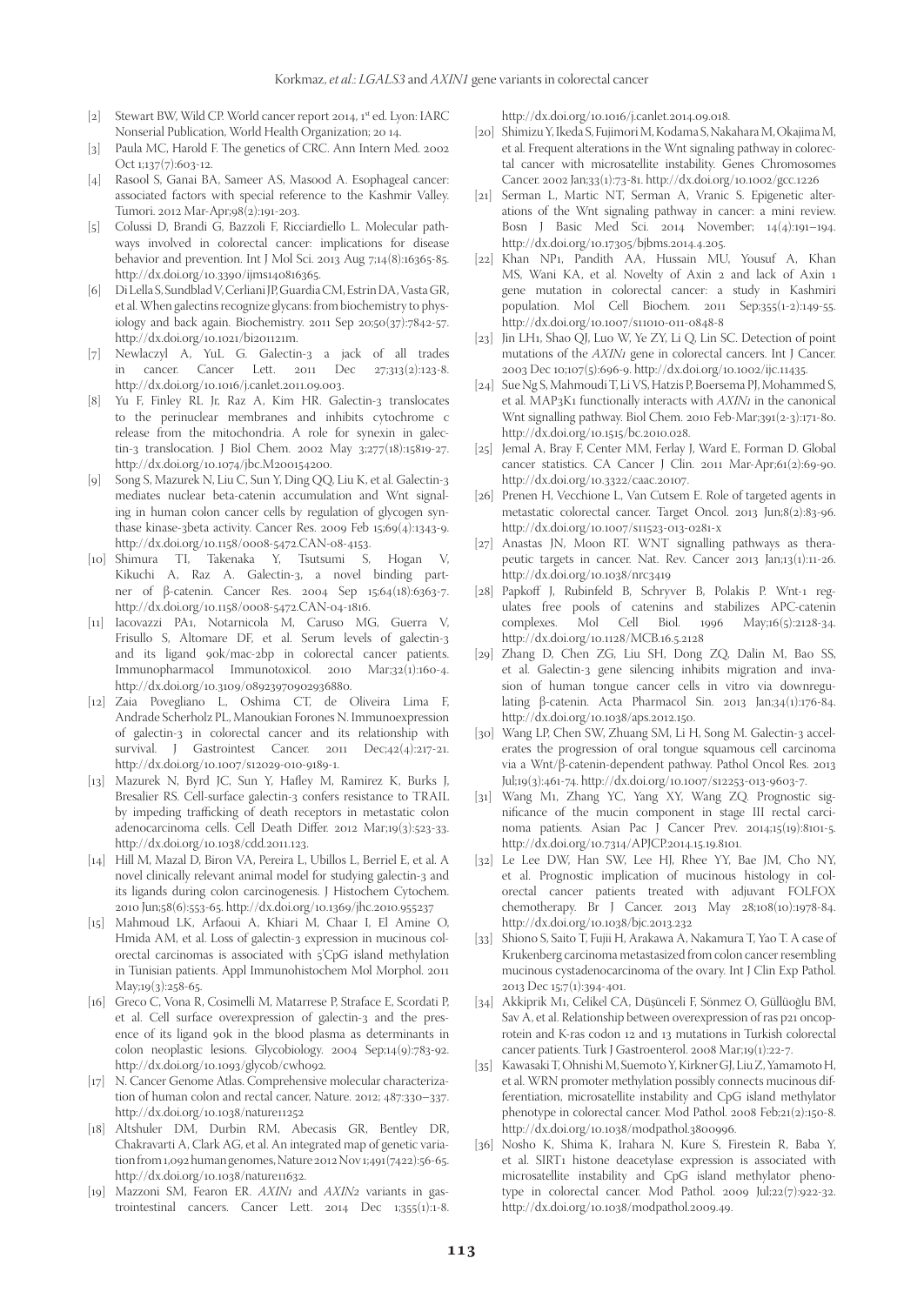[2] Stewart BW, Wild CP. World cancer report 2014, 1st ed. Lyon: IARC Nonserial Publication, World Health Organization; 20 14.

[3] Paula MC, Harold F. The genetics of CRC. Ann Intern Med. 2002 Oct 1;137(7):603-12.

[4] Rasool S, Ganai BA, Sameer AS, Masood A. Esophageal cancer: associated factors with special reference to the Kashmir Valley. Tumori. 2012 Mar-Apr;98(2):191-203.

[5] Colussi D, Brandi G, Bazzoli F, Ricciardiello L. Molecular pathways involved in colorectal cancer: implications for disease behavior and prevention. Int J Mol Sci. 2013 Aug 7;14(8):16365-85. http://dx.doi.org/10.3390/ijms140816365.

[6] Di Lella S, Sundblad V, Cerliani JP, Guardia CM, Estrin DA, Vasta GR, et al. When galectins recognize glycans: from biochemistry to physiology and back again. Biochemistry. 2011 Sep 20;50(37):7842-57. http://dx.doi.org/10.1021/bi201121m.

[7] Newlaczyl A, YuL G. Galectin-3 a jack of all trades in cancer. Cancer Lett. 2011 Dec 27;313(2):123-8. http://dx.doi.org/10.1016/j.canlet.2011.09.003.

[8] Yu F, Finley RL Jr, Raz A, Kim HR. Galectin-3 translocates to the perinuclear membranes and inhibits cytochrome c release from the mitochondria. A role for synexin in galectin-3 translocation. J Biol Chem. 2002 May 3;277(18):15819-27. http://dx.doi.org/10.1074/jbc.M200154200.

[9] Song S, Mazurek N, Liu C, Sun Y, Ding QQ, Liu K, et al. Galectin-3 mediates nuclear beta-catenin accumulation and Wnt signaling in human colon cancer cells by regulation of glycogen synthase kinase-3beta activity. Cancer Res. 2009 Feb 15;69(4):1343-9. http://dx.doi.org/10.1158/0008-5472.CAN-08-4153.

[10] Shimura TI, Takenaka Y, Tsutsumi S, Hogan V, Kikuchi A, Raz A. Galectin-3, a novel binding partner of β-catenin. Cancer Res. 2004 Sep 15;64(18):6363-7. http://dx.doi.org/10.1158/0008-5472.CAN-04-1816.

[11] Iacovazzi PA1, Notarnicola M, Caruso MG, Guerra V, Frisullo S, Altomare DF, et al. Serum levels of galectin-3 and its ligand 90k/mac-2bp in colorectal cancer patients. Immunopharmacol Immunotoxicol. 2010 Mar;32(1):160-4. http://dx.doi.org/10.3109/08923970902936880.

[12] Zaia Povegliano L, Oshima CT, de Oliveira Lima F, Andrade Scherholz PL, Manoukian Forones N. Immunoexpression of galectin-3 in colorectal cancer and its relationship with survival. J Gastrointest Cancer. 2011 Dec;42(4):217-21. http://dx.doi.org/10.1007/s12029-010-9189-1.

[13] Mazurek N, Byrd JC, Sun Y, Hafley M, Ramirez K, Burks J, Bresalier RS. Cell-surface galectin-3 confers resistance to TRAIL by impeding trafficking of death receptors in metastatic colon adenocarcinoma cells. Cell Death Differ. 2012 Mar;19(3):523-33. http://dx.doi.org/10.1038/cdd.2011.123.

[14] Hill M, Mazal D, Biron VA, Pereira L, Ubillos L, Berriel E, et al. A novel clinically relevant animal model for studying galectin-3 and its ligands during colon carcinogenesis. J Histochem Cytochem. 2010 Jun;58(6):553-65. http://dx.doi.org/10.1369/jhc.2010.955237

[15] Mahmoud LK, Arfaoui A, Khiari M, Chaar I, El Amine O, Hmida AM, et al. Loss of galectin-3 expression in mucinous colorectal carcinomas is associated with 5′CpG island methylation in Tunisian patients. Appl Immunohistochem Mol Morphol. 2011 May;19(3):258-65.

[16] Greco C, Vona R, Cosimelli M, Matarrese P, Straface E, Scordati P, et al. Cell surface overexpression of galectin-3 and the presence of its ligand 90k in the blood plasma as determinants in colon neoplastic lesions. Glycobiology. 2004 Sep;14(9):783-92. http://dx.doi.org/10.1093/glycob/cwh092.

[17] N. Cancer Genome Atlas. Comprehensive molecular characterization of human colon and rectal cancer, Nature. 2012; 487:330–337. http://dx.doi.org/10.1038/nature11252

[18] Altshuler DM, Durbin RM, Abecasis GR, Bentley DR, Chakravarti A, Clark AG, et al. An integrated map of genetic variation from 1,092 human genomes, Nature 2012 Nov 1;491(7422):56-65. http://dx.doi.org/10.1038/nature11632.

[19] Mazzoni SM, Fearon ER. *AXIN1* and *AXIN2* variants in gastrointestinal cancers. Cancer Lett. 2014 Dec 1;355(1):1-8. http://dx.doi.org/10.1016/j.canlet.2014.09.018.

[20] Shimizu Y, Ikeda S, Fujimori M, Kodama S, Nakahara M, Okajima M, et al. Frequent alterations in the Wnt signaling pathway in colorectal cancer with microsatellite instability. Genes Chromosomes Cancer. 2002 Jan;33(1):73-81. http://dx.doi.org/10.1002/gcc.1226

[21] Serman L, Martic NT, Serman A, Vranic S. Epigenetic alterations of the Wnt signaling pathway in cancer: a mini review. Bosn J Basic Med Sci. 2014 November; 14(4):191–194. http://dx.doi.org/10.17305/bjbms.2014.4.205.

[22] Khan NP1, Pandith AA, Hussain MU, Yousuf A, Khan MS, Wani KA, et al. Novelty of Axin 2 and lack of Axin 1 gene mutation in colorectal cancer: a study in Kashmiri population. Mol Cell Biochem. 2011 Sep;355(1-2):149-55. http://dx.doi.org/10.1007/s11010-011-0848-8

[23] Jin LH1, Shao QJ, Luo W, Ye ZY, Li Q, Lin SC. Detection of point mutations of the *AXIN1* gene in colorectal cancers. Int J Cancer. 2003 Dec 10;107(5):696-9. http://dx.doi.org/10.1002/ijc.11435.

[24] Sue Ng S, Mahmoudi T, Li VS, Hatzis P, Boersema PJ, Mohammed S, et al. MAP3K1 functionally interacts with *AXIN1* in the canonical Wnt signalling pathway. Biol Chem. 2010 Feb-Mar;391(2-3):171-80. http://dx.doi.org/10.1515/bc.2010.028.

[25] Jemal A, Bray F, Center MM, Ferlay J, Ward E, Forman D. Global cancer statistics. CA Cancer J Clin. 2011 Mar-Apr;61(2):69-90. http://dx.doi.org/10.3322/caac.20107.

[26] Prenen H, Vecchione L, Van Cutsem E. Role of targeted agents in metastatic colorectal cancer. Target Oncol. 2013 Jun;8(2):83-96. http://dx.doi.org/10.1007/s11523-013-0281-x

[27] Anastas JN, Moon RT. WNT signalling pathways as therapeutic targets in cancer. Nat. Rev. Cancer 2013 Jan;13(1):11-26. http://dx.doi.org/10.1038/nrc3419

[28] Papkoff J, Rubinfeld B, Schryver B, Polakis P. Wnt-1 regulates free pools of catenins and stabilizes APC-catenin complexes. Mol Cell Biol. 1996 May;16(5):2128-34. http://dx.doi.org/10.1128/MCB.16.5.2128

[29] Zhang D, Chen ZG, Liu SH, Dong ZQ, Dalin M, Bao SS, et al. Galectin-3 gene silencing inhibits migration and invasion of human tongue cancer cells in vitro via downregulating β-catenin. Acta Pharmacol Sin. 2013 Jan;34(1):176-84. http://dx.doi.org/10.1038/aps.2012.150.

[30] Wang LP, Chen SW, Zhuang SM, Li H, Song M. Galectin-3 accelerates the progression of oral tongue squamous cell carcinoma via a Wnt/β-catenin-dependent pathway. Pathol Oncol Res. 2013 Jul;19(3):461-74. http://dx.doi.org/10.1007/s12253-013-9603-7.

[31] Wang M1, Zhang YC, Yang XY, Wang ZQ. Prognostic significance of the mucin component in stage III rectal carcinoma patients. Asian Pac J Cancer Prev. 2014;15(19):8101-5. http://dx.doi.org/10.7314/APJCP.2014.15.19.8101.

[32] Le Lee DW, Han SW, Lee HJ, Rhee YY, Bae JM, Cho NY, et al. Prognostic implication of mucinous histology in colorectal cancer patients treated with adjuvant FOLFOX chemotherapy. Br J Cancer. 2013 May 28;108(10):1978-84. http://dx.doi.org/10.1038/bjc.2013.232

[33] Shiono S, Saito T, Fujii H, Arakawa A, Nakamura T, Yao T. A case of Krukenberg carcinoma metastasized from colon cancer resembling mucinous cystadenocarcinoma of the ovary. Int J Clin Exp Pathol. 2013 Dec 15;7(1):394-401.

[34] Akkiprik M1, Celikel CA, Düşünceli F, Sönmez O, Güllüoğlu BM, Sav A, et al. Relationship between overexpression of ras p21 oncoprotein and K-ras codon 12 and 13 mutations in Turkish colorectal cancer patients. Turk J Gastroenterol. 2008 Mar;19(1):22-7.

[35] Kawasaki T, Ohnishi M, Suemoto Y, Kirkner GJ, Liu Z, Yamamoto H, et al. WRN promoter methylation possibly connects mucinous differentiation, microsatellite instability and CpG island methylator phenotype in colorectal cancer. Mod Pathol. 2008 Feb;21(2):150-8. http://dx.doi.org/10.1038/modpathol.3800996.

[36] Nosho K, Shima K, Irahara N, Kure S, Firestein R, Baba Y, et al. SIRT1 histone deacetylase expression is associated with microsatellite instability and CpG island methylator phenotype in colorectal cancer. Mod Pathol. 2009 Jul;22(7):922-32. http://dx.doi.org/10.1038/modpathol.2009.49.